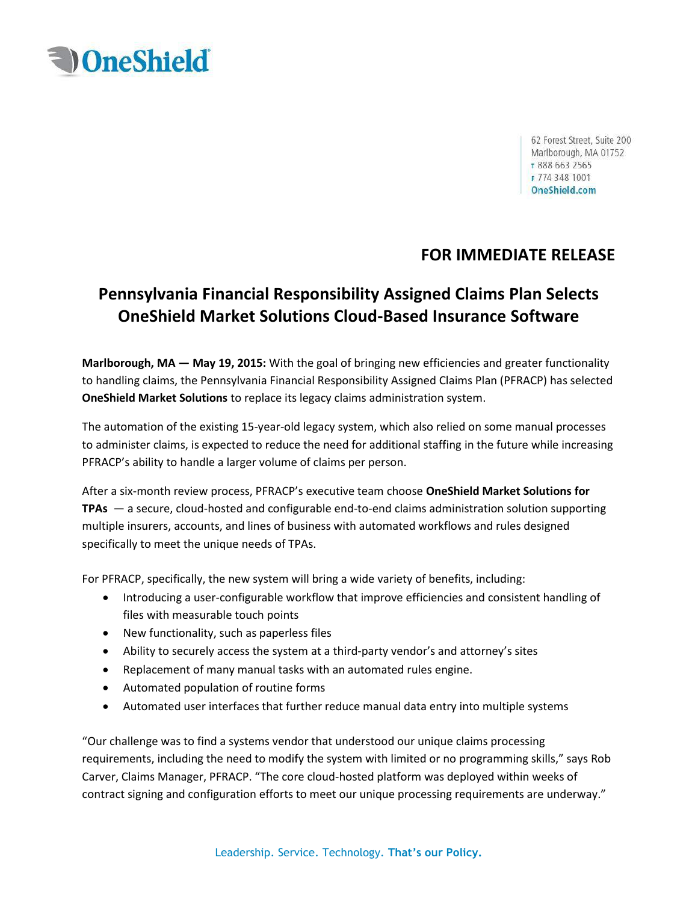OneShield

62 Forest Street, Suite 200
Marlborough, MA 01752
T 888 663 2565
F 774 348 1001
OneShield.com

**FOR IMMEDIATE RELEASE**

# Pennsylvania Financial Responsibility Assigned Claims Plan Selects OneShield Market Solutions Cloud-Based Insurance Software

**Marlborough, MA — May 19, 2015:** With the goal of bringing new efficiencies and greater functionality to handling claims, the Pennsylvania Financial Responsibility Assigned Claims Plan (PFRACP) has selected **OneShield Market Solutions** to replace its legacy claims administration system.

The automation of the existing 15-year-old legacy system, which also relied on some manual processes to administer claims, is expected to reduce the need for additional staffing in the future while increasing PFRACP's ability to handle a larger volume of claims per person.

After a six-month review process, PFRACP's executive team choose **OneShield Market Solutions for TPAs** — a secure, cloud-hosted and configurable end-to-end claims administration solution supporting multiple insurers, accounts, and lines of business with automated workflows and rules designed specifically to meet the unique needs of TPAs.

For PFRACP, specifically, the new system will bring a wide variety of benefits, including:

- Introducing a user-configurable workflow that improve efficiencies and consistent handling of files with measurable touch points
- New functionality, such as paperless files
- Ability to securely access the system at a third-party vendor's and attorney's sites
- Replacement of many manual tasks with an automated rules engine.
- Automated population of routine forms
- Automated user interfaces that further reduce manual data entry into multiple systems

"Our challenge was to find a systems vendor that understood our unique claims processing requirements, including the need to modify the system with limited or no programming skills," says Rob Carver, Claims Manager, PFRACP. "The core cloud-hosted platform was deployed within weeks of contract signing and configuration efforts to meet our unique processing requirements are underway."

Leadership. Service. Technology. **That's our Policy.**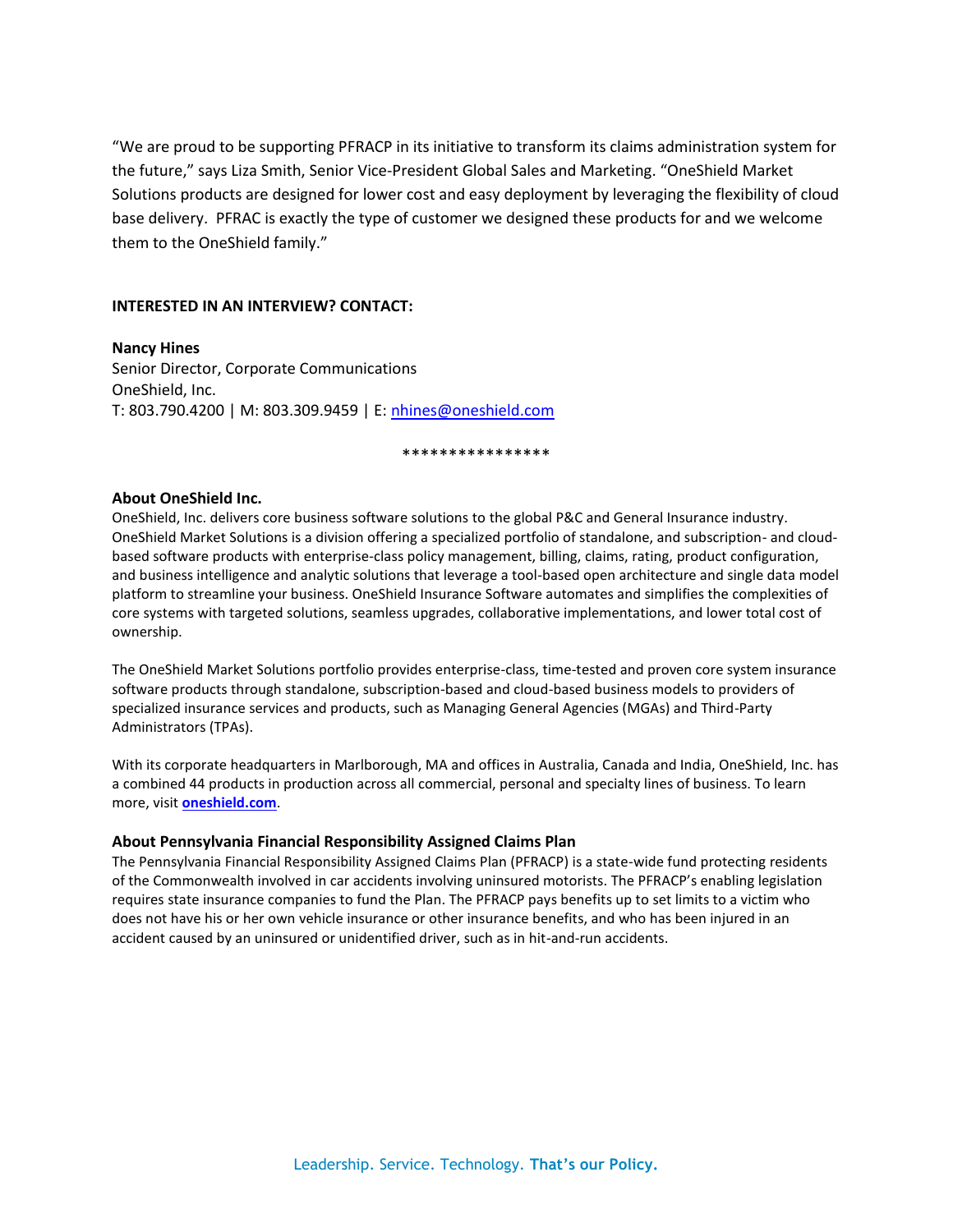"We are proud to be supporting PFRACP in its initiative to transform its claims administration system for the future," says Liza Smith, Senior Vice-President Global Sales and Marketing. "OneShield Market Solutions products are designed for lower cost and easy deployment by leveraging the flexibility of cloud base delivery. PFRAC is exactly the type of customer we designed these products for and we welcome them to the OneShield family."

**INTERESTED IN AN INTERVIEW? CONTACT:**

**Nancy Hines**
Senior Director, Corporate Communications
OneShield, Inc.
T: 803.790.4200 | M: 803.309.9459 | E: nhines@oneshield.com

****************

**About OneShield Inc.**

OneShield, Inc. delivers core business software solutions to the global P&C and General Insurance industry. OneShield Market Solutions is a division offering a specialized portfolio of standalone, and subscription- and cloud-based software products with enterprise-class policy management, billing, claims, rating, product configuration, and business intelligence and analytic solutions that leverage a tool-based open architecture and single data model platform to streamline your business. OneShield Insurance Software automates and simplifies the complexities of core systems with targeted solutions, seamless upgrades, collaborative implementations, and lower total cost of ownership.

The OneShield Market Solutions portfolio provides enterprise-class, time-tested and proven core system insurance software products through standalone, subscription-based and cloud-based business models to providers of specialized insurance services and products, such as Managing General Agencies (MGAs) and Third-Party Administrators (TPAs).

With its corporate headquarters in Marlborough, MA and offices in Australia, Canada and India, OneShield, Inc. has a combined 44 products in production across all commercial, personal and specialty lines of business. To learn more, visit **oneshield.com**.

**About Pennsylvania Financial Responsibility Assigned Claims Plan**

The Pennsylvania Financial Responsibility Assigned Claims Plan (PFRACP) is a state-wide fund protecting residents of the Commonwealth involved in car accidents involving uninsured motorists. The PFRACP's enabling legislation requires state insurance companies to fund the Plan. The PFRACP pays benefits up to set limits to a victim who does not have his or her own vehicle insurance or other insurance benefits, and who has been injured in an accident caused by an uninsured or unidentified driver, such as in hit-and-run accidents.

Leadership. Service. Technology. **That's our Policy.**